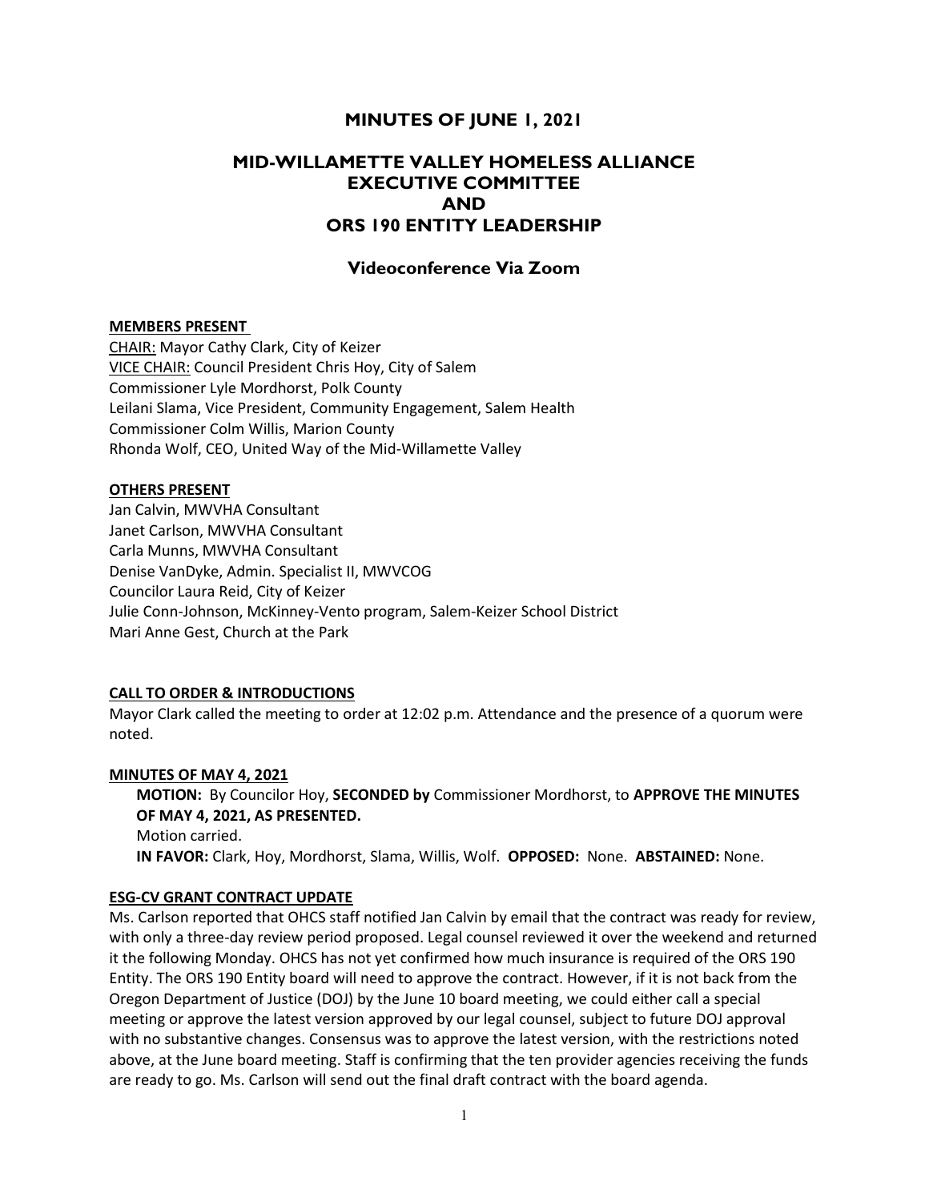# MINUTES OF JUNE 1, 2021

## MID-WILLAMETTE VALLEY HOMELESS ALLIANCE EXECUTIVE COMMITTEE AND ORS 190 ENTITY LEADERSHIP

### Videoconference Via Zoom

**MEMBERS PRESENT**

CHAIR: Mayor Cathy Clark, City of Keizer
VICE CHAIR: Council President Chris Hoy, City of Salem
Commissioner Lyle Mordhorst, Polk County
Leilani Slama, Vice President, Community Engagement, Salem Health
Commissioner Colm Willis, Marion County
Rhonda Wolf, CEO, United Way of the Mid-Willamette Valley

**OTHERS PRESENT**

Jan Calvin, MWVHA Consultant
Janet Carlson, MWVHA Consultant
Carla Munns, MWVHA Consultant
Denise VanDyke, Admin. Specialist II, MWVCOG
Councilor Laura Reid, City of Keizer
Julie Conn-Johnson, McKinney-Vento program, Salem-Keizer School District
Mari Anne Gest, Church at the Park

**CALL TO ORDER & INTRODUCTIONS**

Mayor Clark called the meeting to order at 12:02 p.m. Attendance and the presence of a quorum were noted.

**MINUTES OF MAY 4, 2021**

**MOTION:** By Councilor Hoy, **SECONDED by** Commissioner Mordhorst, to **APPROVE THE MINUTES OF MAY 4, 2021, AS PRESENTED.**
Motion carried.
**IN FAVOR:** Clark, Hoy, Mordhorst, Slama, Willis, Wolf. **OPPOSED:** None. **ABSTAINED:** None.

**ESG-CV GRANT CONTRACT UPDATE**

Ms. Carlson reported that OHCS staff notified Jan Calvin by email that the contract was ready for review, with only a three-day review period proposed. Legal counsel reviewed it over the weekend and returned it the following Monday. OHCS has not yet confirmed how much insurance is required of the ORS 190 Entity. The ORS 190 Entity board will need to approve the contract. However, if it is not back from the Oregon Department of Justice (DOJ) by the June 10 board meeting, we could either call a special meeting or approve the latest version approved by our legal counsel, subject to future DOJ approval with no substantive changes. Consensus was to approve the latest version, with the restrictions noted above, at the June board meeting. Staff is confirming that the ten provider agencies receiving the funds are ready to go. Ms. Carlson will send out the final draft contract with the board agenda.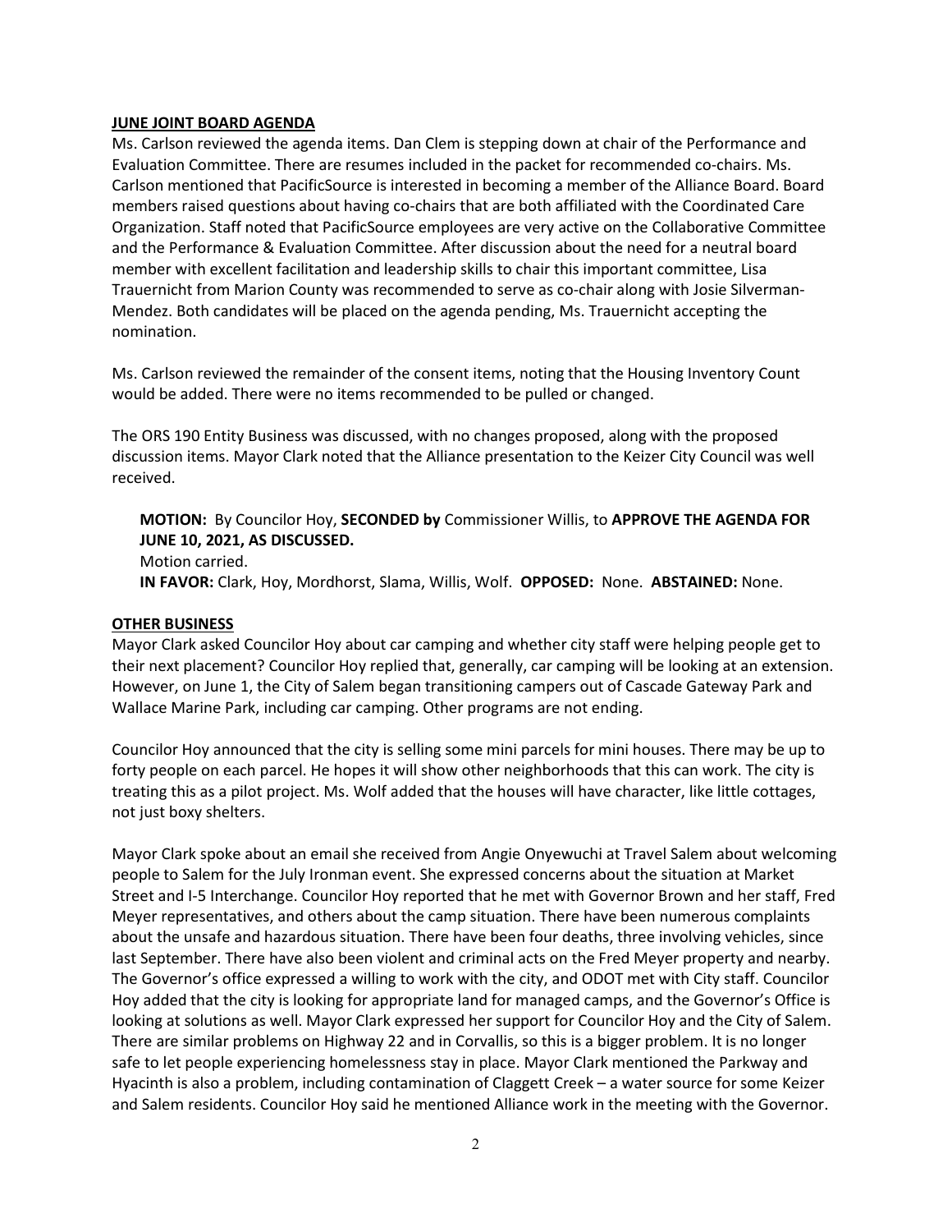## JUNE JOINT BOARD AGENDA

Ms. Carlson reviewed the agenda items. Dan Clem is stepping down at chair of the Performance and Evaluation Committee. There are resumes included in the packet for recommended co-chairs. Ms. Carlson mentioned that PacificSource is interested in becoming a member of the Alliance Board. Board members raised questions about having co-chairs that are both affiliated with the Coordinated Care Organization. Staff noted that PacificSource employees are very active on the Collaborative Committee and the Performance & Evaluation Committee. After discussion about the need for a neutral board member with excellent facilitation and leadership skills to chair this important committee, Lisa Trauernicht from Marion County was recommended to serve as co-chair along with Josie Silverman-Mendez. Both candidates will be placed on the agenda pending, Ms. Trauernicht accepting the nomination.

Ms. Carlson reviewed the remainder of the consent items, noting that the Housing Inventory Count would be added. There were no items recommended to be pulled or changed.

The ORS 190 Entity Business was discussed, with no changes proposed, along with the proposed discussion items. Mayor Clark noted that the Alliance presentation to the Keizer City Council was well received.

> **MOTION:** By Councilor Hoy, **SECONDED by** Commissioner Willis, to **APPROVE THE AGENDA FOR JUNE 10, 2021, AS DISCUSSED.**
> Motion carried.
> **IN FAVOR:** Clark, Hoy, Mordhorst, Slama, Willis, Wolf. **OPPOSED:** None. **ABSTAINED:** None.

## OTHER BUSINESS

Mayor Clark asked Councilor Hoy about car camping and whether city staff were helping people get to their next placement? Councilor Hoy replied that, generally, car camping will be looking at an extension. However, on June 1, the City of Salem began transitioning campers out of Cascade Gateway Park and Wallace Marine Park, including car camping. Other programs are not ending.

Councilor Hoy announced that the city is selling some mini parcels for mini houses. There may be up to forty people on each parcel. He hopes it will show other neighborhoods that this can work. The city is treating this as a pilot project. Ms. Wolf added that the houses will have character, like little cottages, not just boxy shelters.

Mayor Clark spoke about an email she received from Angie Onyewuchi at Travel Salem about welcoming people to Salem for the July Ironman event. She expressed concerns about the situation at Market Street and I-5 Interchange. Councilor Hoy reported that he met with Governor Brown and her staff, Fred Meyer representatives, and others about the camp situation. There have been numerous complaints about the unsafe and hazardous situation. There have been four deaths, three involving vehicles, since last September. There have also been violent and criminal acts on the Fred Meyer property and nearby. The Governor's office expressed a willing to work with the city, and ODOT met with City staff. Councilor Hoy added that the city is looking for appropriate land for managed camps, and the Governor's Office is looking at solutions as well. Mayor Clark expressed her support for Councilor Hoy and the City of Salem. There are similar problems on Highway 22 and in Corvallis, so this is a bigger problem. It is no longer safe to let people experiencing homelessness stay in place. Mayor Clark mentioned the Parkway and Hyacinth is also a problem, including contamination of Claggett Creek – a water source for some Keizer and Salem residents. Councilor Hoy said he mentioned Alliance work in the meeting with the Governor.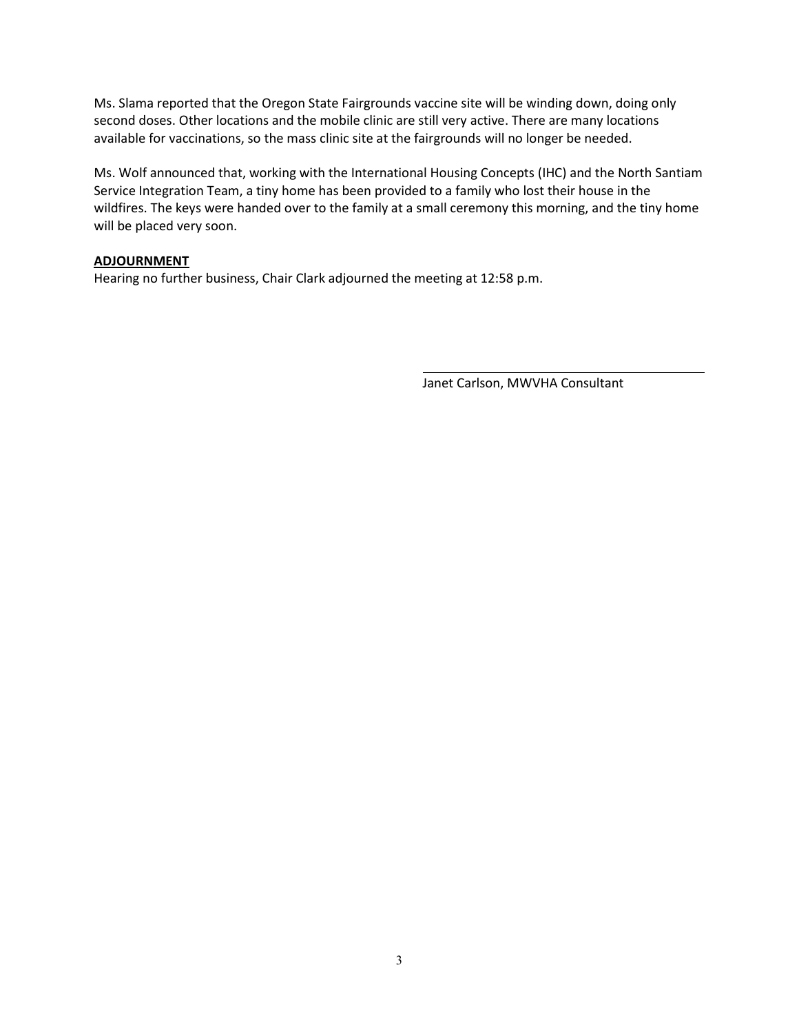Ms. Slama reported that the Oregon State Fairgrounds vaccine site will be winding down, doing only second doses. Other locations and the mobile clinic are still very active. There are many locations available for vaccinations, so the mass clinic site at the fairgrounds will no longer be needed.

Ms. Wolf announced that, working with the International Housing Concepts (IHC) and the North Santiam Service Integration Team, a tiny home has been provided to a family who lost their house in the wildfires. The keys were handed over to the family at a small ceremony this morning, and the tiny home will be placed very soon.

**ADJOURNMENT**

Hearing no further business, Chair Clark adjourned the meeting at 12:58 p.m.

Janet Carlson, MWVHA Consultant